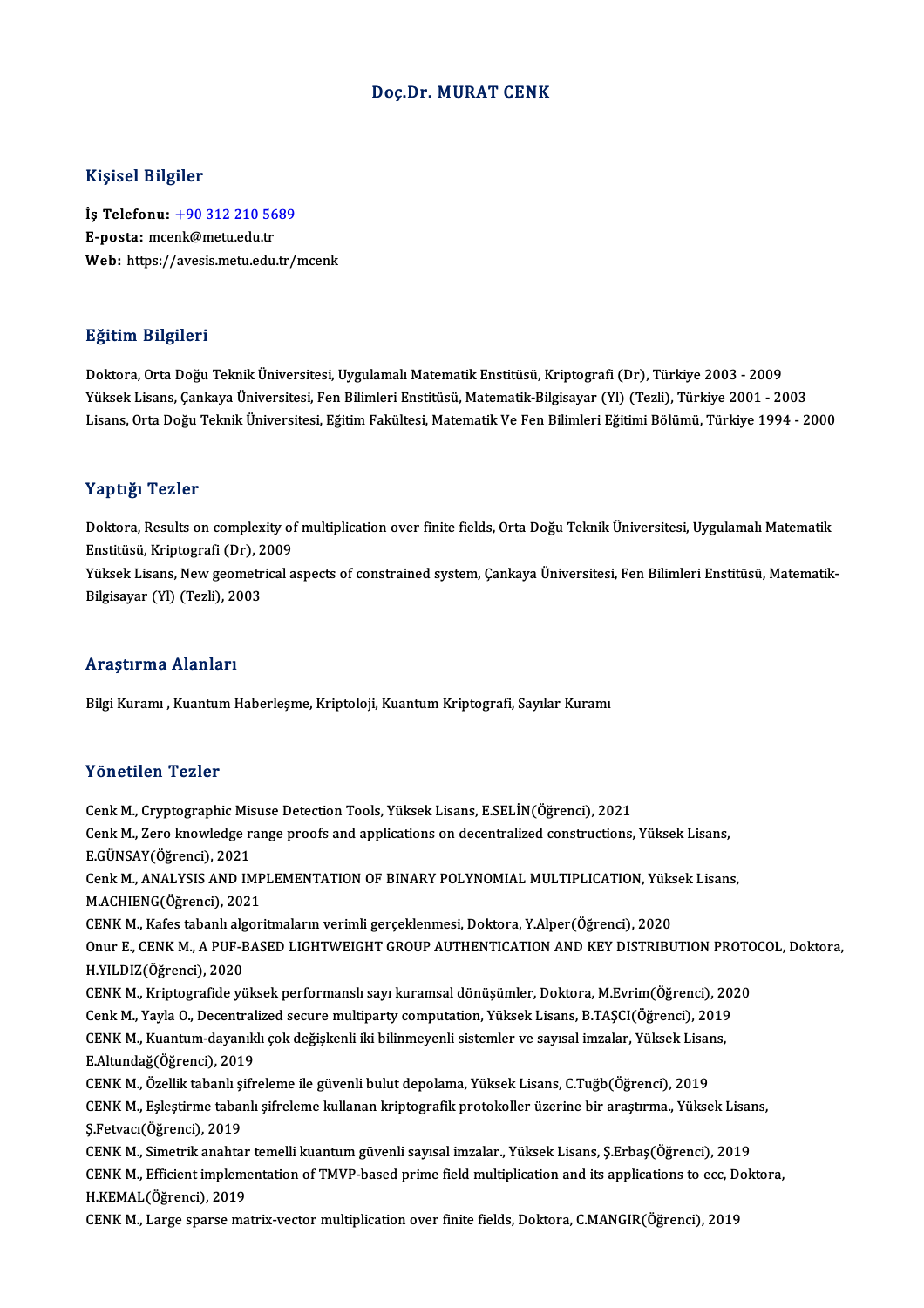# Doç.Dr. MURAT CENK

## Kişisel Bilgiler

**İş Telefonu:** +90 312 210 5689
**E-posta:** mcenk@metu.edu.tr
**Web:** https://avesis.metu.edu.tr/mcenk

## Eğitim Bilgileri

Doktora, Orta Doğu Teknik Üniversitesi, Uygulamalı Matematik Enstitüsü, Kriptografi (Dr), Türkiye 2003 - 2009
Yüksek Lisans, Çankaya Üniversitesi, Fen Bilimleri Enstitüsü, Matematik-Bilgisayar (Yl) (Tezli), Türkiye 2001 - 2003
Lisans, Orta Doğu Teknik Üniversitesi, Eğitim Fakültesi, Matematik Ve Fen Bilimleri Eğitimi Bölümü, Türkiye 1994 - 2000

## Yaptığı Tezler

Doktora, Results on complexity of multiplication over finite fields, Orta Doğu Teknik Üniversitesi, Uygulamalı Matematik Enstitüsü, Kriptografi (Dr), 2009
Yüksek Lisans, New geometrical aspects of constrained system, Çankaya Üniversitesi, Fen Bilimleri Enstitüsü, Matematik-Bilgisayar (Yl) (Tezli), 2003

## Araştırma Alanları

Bilgi Kuramı , Kuantum Haberleşme, Kriptoloji, Kuantum Kriptografi, Sayılar Kuramı

## Yönetilen Tezler

Cenk M., Cryptographic Misuse Detection Tools, Yüksek Lisans, E.SELİN(Öğrenci), 2021
Cenk M., Zero knowledge range proofs and applications on decentralized constructions, Yüksek Lisans, E.GÜNSAY(Öğrenci), 2021
Cenk M., ANALYSIS AND IMPLEMENTATION OF BINARY POLYNOMIAL MULTIPLICATION, Yüksek Lisans, M.ACHIENG(Öğrenci), 2021
CENK M., Kafes tabanlı algoritmaların verimli gerçeklenmesi, Doktora, Y.Alper(Öğrenci), 2020
Onur E., CENK M., A PUF-BASED LIGHTWEIGHT GROUP AUTHENTICATION AND KEY DISTRIBUTION PROTOCOL, Doktora, H.YILDIZ(Öğrenci), 2020
CENK M., Kriptografide yüksek performanslı sayı kuramsal dönüşümler, Doktora, M.Evrim(Öğrenci), 2020
Cenk M., Yayla O., Decentralized secure multiparty computation, Yüksek Lisans, B.TAŞCI(Öğrenci), 2019
CENK M., Kuantum-dayanıklı çok değişkenli iki bilinmeyenli sistemler ve sayısal imzalar, Yüksek Lisans, E.Altundağ(Öğrenci), 2019
CENK M., Özellik tabanlı şifreleme ile güvenli bulut depolama, Yüksek Lisans, C.Tuğb(Öğrenci), 2019
CENK M., Eşleştirme tabanlı şifreleme kullanan kriptografik protokoller üzerine bir araştırma., Yüksek Lisans, Ş.Fetvacı(Öğrenci), 2019
CENK M., Simetrik anahtar temelli kuantum güvenli sayısal imzalar., Yüksek Lisans, Ş.Erbaş(Öğrenci), 2019
CENK M., Efficient implementation of TMVP-based prime field multiplication and its applications to ecc, Doktora, H.KEMAL(Öğrenci), 2019
CENK M., Large sparse matrix-vector multiplication over finite fields, Doktora, C.MANGIR(Öğrenci), 2019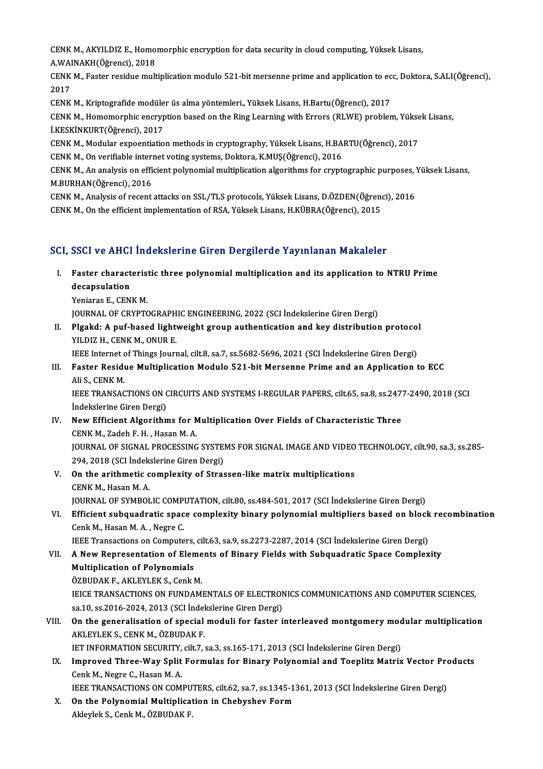CENK M., AKYILDIZ E., Homomorphic encryption for data security in cloud computing, Yüksek Lisans, A.WAINAKH(Öğrenci), 2018

CENK M., Faster residue multiplication modulo 521-bit mersenne prime and application to ecc, Doktora, S.ALI(Öğrenci), 2017

CENK M., Kriptografide modüler üs alma yöntemleri., Yüksek Lisans, H.Bartu(Öğrenci), 2017

CENK M., Homomorphic encryption based on the Ring Learning with Errors (RLWE) problem, Yüksek Lisans, İ.KESKİNKURT(Öğrenci), 2017

CENK M., Modular expoentiation methods in cryptography, Yüksek Lisans, H.BARTU(Öğrenci), 2017

CENK M., On verifiable internet voting systems, Doktora, K.MUŞ(Öğrenci), 2016

CENK M., An analysis on efficient polynomial multiplication algorithms for cryptographic purposes, Yüksek Lisans, M.BURHAN(Öğrenci), 2016

CENK M., Analysis of recent attacks on SSL/TLS protocols, Yüksek Lisans, D.ÖZDEN(Öğrenci), 2016

CENK M., On the efficient implementation of RSA, Yüksek Lisans, H.KÜBRA(Öğrenci), 2015

## SCI, SSCI ve AHCI İndekslerine Giren Dergilerde Yayınlanan Makaleler

I. **Faster characteristic three polynomial multiplication and its application to NTRU Prime decapsulation**
   Yeniaras E., CENK M.
   JOURNAL OF CRYPTOGRAPHIC ENGINEERING, 2022 (SCI İndekslerine Giren Dergi)

II. **Plgakd: A puf-based lightweight group authentication and key distribution protocol**
   YILDIZ H., CENK M., ONUR E.
   IEEE Internet of Things Journal, cilt.8, sa.7, ss.5682-5696, 2021 (SCI İndekslerine Giren Dergi)

III. **Faster Residue Multiplication Modulo 521-bit Mersenne Prime and an Application to ECC**
   Ali S., CENK M.
   IEEE TRANSACTIONS ON CIRCUITS AND SYSTEMS I-REGULAR PAPERS, cilt.65, sa.8, ss.2477-2490, 2018 (SCI İndekslerine Giren Dergi)

IV. **New Efficient Algorithms for Multiplication Over Fields of Characteristic Three**
   CENK M., Zadeh F. H. , Hasan M. A.
   JOURNAL OF SIGNAL PROCESSING SYSTEMS FOR SIGNAL IMAGE AND VIDEO TECHNOLOGY, cilt.90, sa.3, ss.285-294, 2018 (SCI İndekslerine Giren Dergi)

V. **On the arithmetic complexity of Strassen-like matrix multiplications**
   CENK M., Hasan M. A.
   JOURNAL OF SYMBOLIC COMPUTATION, cilt.80, ss.484-501, 2017 (SCI İndekslerine Giren Dergi)

VI. **Efficient subquadratic space complexity binary polynomial multipliers based on block recombination**
   Cenk M., Hasan M. A. , Negre C.
   IEEE Transactions on Computers, cilt.63, sa.9, ss.2273-2287, 2014 (SCI İndekslerine Giren Dergi)

VII. **A New Representation of Elements of Binary Fields with Subquadratic Space Complexity Multiplication of Polynomials**
   ÖZBUDAK F., AKLEYLEK S., Cenk M.
   IEICE TRANSACTIONS ON FUNDAMENTALS OF ELECTRONICS COMMUNICATIONS AND COMPUTER SCIENCES, sa.10, ss.2016-2024, 2013 (SCI İndekslerine Giren Dergi)

VIII. **On the generalisation of special moduli for faster interleaved montgomery modular multiplication**
   AKLEYLEK S., CENK M., ÖZBUDAK F.
   IET INFORMATION SECURITY, cilt.7, sa.3, ss.165-171, 2013 (SCI İndekslerine Giren Dergi)

IX. **Improved Three-Way Split Formulas for Binary Polynomial and Toeplitz Matrix Vector Products**
   Cenk M., Negre C., Hasan M. A.
   IEEE TRANSACTIONS ON COMPUTERS, cilt.62, sa.7, ss.1345-1361, 2013 (SCI İndekslerine Giren Dergi)

X. **On the Polynomial Multiplication in Chebyshev Form**
   Akleylek S., Cenk M., ÖZBUDAK F.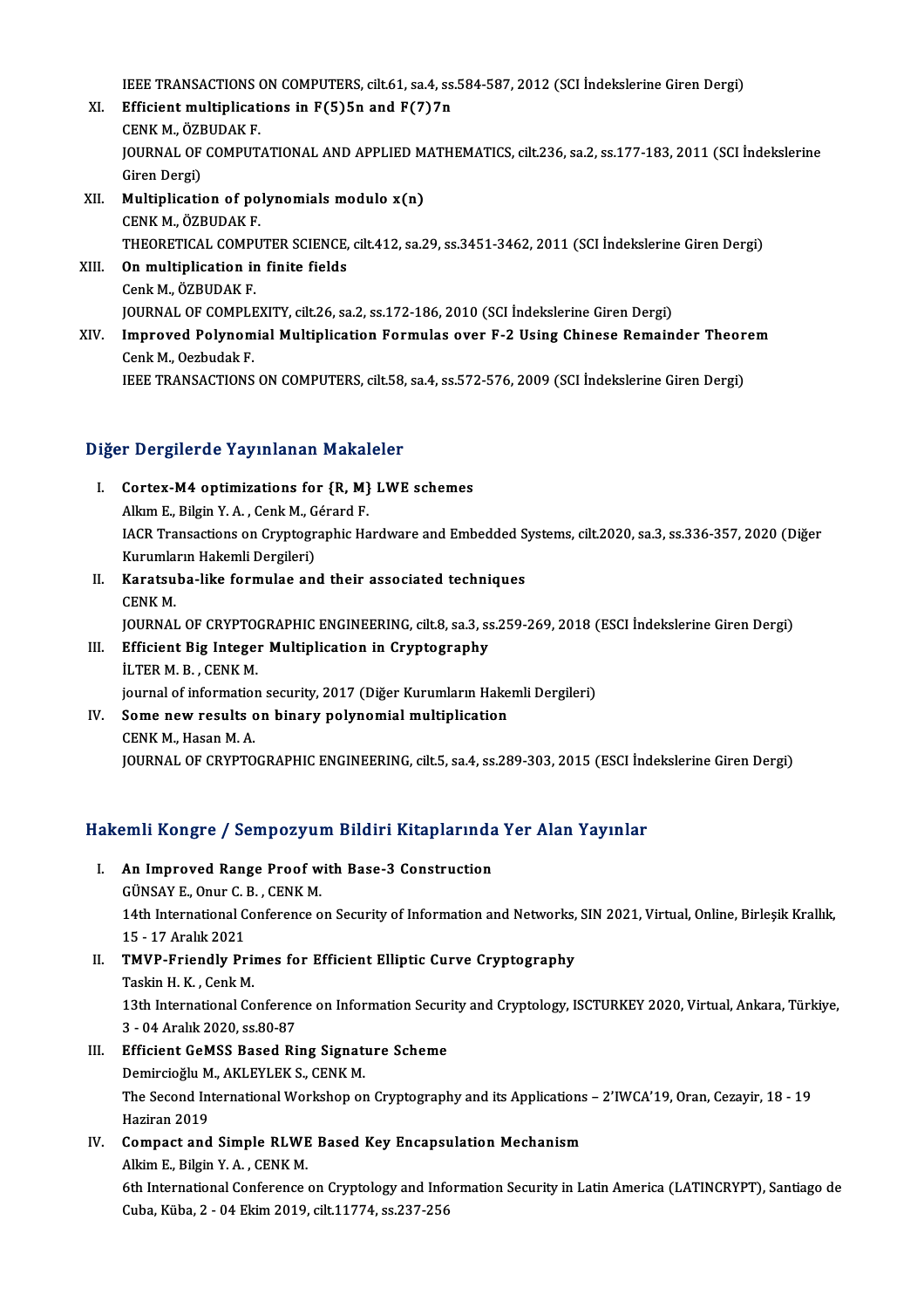IEEE TRANSACTIONS ON COMPUTERS, cilt.61, sa.4, ss.584-587, 2012 (SCI İndekslerine Giren Dergi)

XI. **Efficient multiplications in F(5)5n and F(7)7n**
CENK M., ÖZBUDAK F.
JOURNAL OF COMPUTATIONAL AND APPLIED MATHEMATICS, cilt.236, sa.2, ss.177-183, 2011 (SCI İndekslerine Giren Dergi)

XII. **Multiplication of polynomials modulo x(n)**
CENK M., ÖZBUDAK F.
THEORETICAL COMPUTER SCIENCE, cilt.412, sa.29, ss.3451-3462, 2011 (SCI İndekslerine Giren Dergi)

XIII. **On multiplication in finite fields**
Cenk M., ÖZBUDAK F.
JOURNAL OF COMPLEXITY, cilt.26, sa.2, ss.172-186, 2010 (SCI İndekslerine Giren Dergi)

XIV. **Improved Polynomial Multiplication Formulas over F-2 Using Chinese Remainder Theorem**
Cenk M., Oezbudak F.
IEEE TRANSACTIONS ON COMPUTERS, cilt.58, sa.4, ss.572-576, 2009 (SCI İndekslerine Giren Dergi)

## Diğer Dergilerde Yayınlanan Makaleler

I. **Cortex-M4 optimizations for {R, M} LWE schemes**
Alkım E., Bilgin Y. A. , Cenk M., Gérard F.
IACR Transactions on Cryptographic Hardware and Embedded Systems, cilt.2020, sa.3, ss.336-357, 2020 (Diğer Kurumların Hakemli Dergileri)

II. **Karatsuba-like formulae and their associated techniques**
CENK M.
JOURNAL OF CRYPTOGRAPHIC ENGINEERING, cilt.8, sa.3, ss.259-269, 2018 (ESCI İndekslerine Giren Dergi)

III. **Efficient Big Integer Multiplication in Cryptography**
İLTER M. B. , CENK M.
journal of information security, 2017 (Diğer Kurumların Hakemli Dergileri)

IV. **Some new results on binary polynomial multiplication**
CENK M., Hasan M. A.
JOURNAL OF CRYPTOGRAPHIC ENGINEERING, cilt.5, sa.4, ss.289-303, 2015 (ESCI İndekslerine Giren Dergi)

## Hakemli Kongre / Sempozyum Bildiri Kitaplarında Yer Alan Yayınlar

I. **An Improved Range Proof with Base-3 Construction**
GÜNSAY E., Onur C. B. , CENK M.
14th International Conference on Security of Information and Networks, SIN 2021, Virtual, Online, Birleşik Krallık, 15 - 17 Aralık 2021

II. **TMVP-Friendly Primes for Efficient Elliptic Curve Cryptography**
Taskin H. K. , Cenk M.
13th International Conference on Information Security and Cryptology, ISCTURKEY 2020, Virtual, Ankara, Türkiye, 3 - 04 Aralık 2020, ss.80-87

III. **Efficient GeMSS Based Ring Signature Scheme**
Demircioğlu M., AKLEYLEK S., CENK M.
The Second International Workshop on Cryptography and its Applications – 2'IWCA'19, Oran, Cezayir, 18 - 19 Haziran 2019

IV. **Compact and Simple RLWE Based Key Encapsulation Mechanism**
Alkim E., Bilgin Y. A. , CENK M.
6th International Conference on Cryptology and Information Security in Latin America (LATINCRYPT), Santiago de Cuba, Küba, 2 - 04 Ekim 2019, cilt.11774, ss.237-256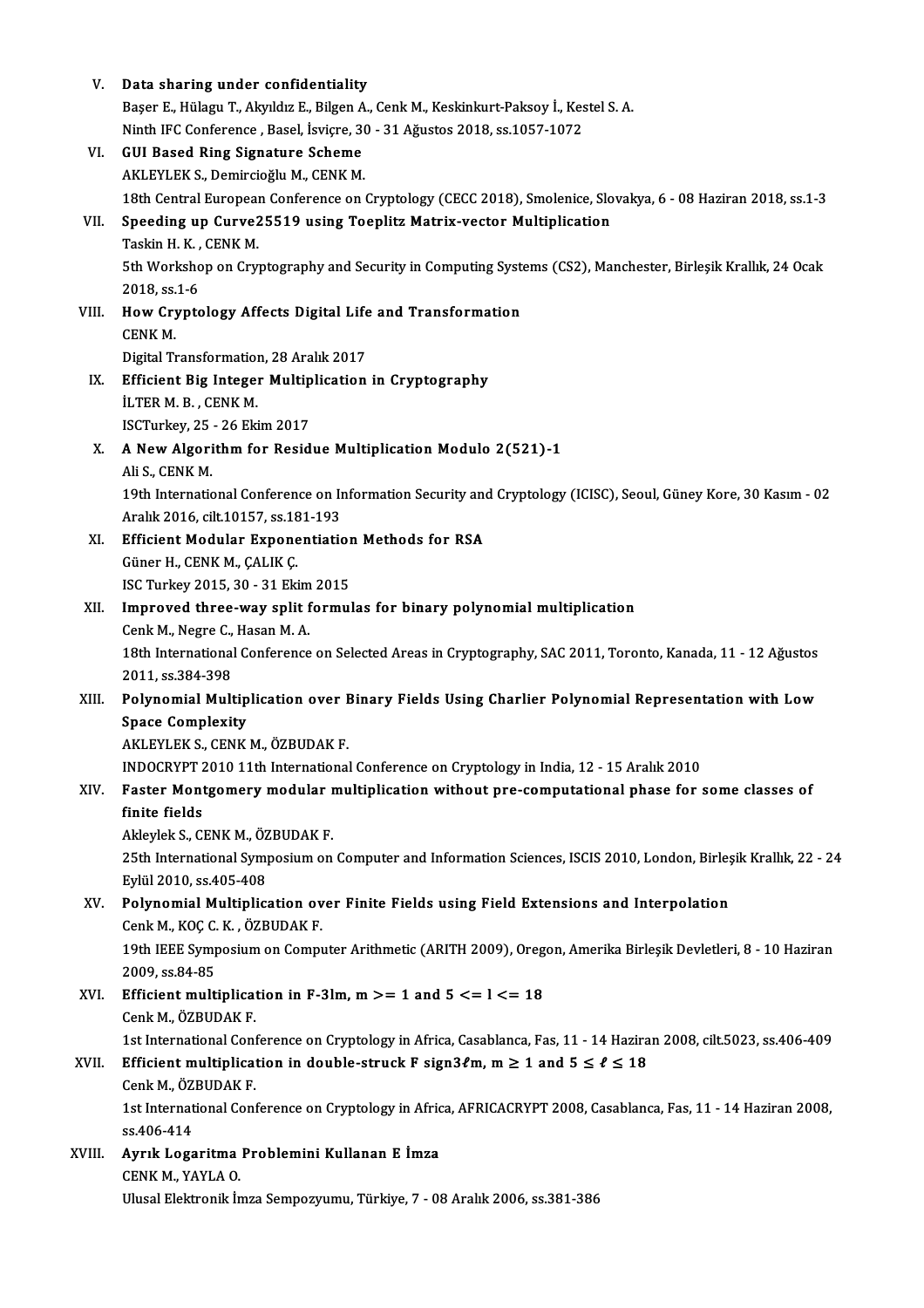V. **Data sharing under confidentiality**
Başer E., Hülagu T., Akyıldız E., Bilgen A., Cenk M., Keskinkurt-Paksoy İ., Kestel S. A.
Ninth IFC Conference , Basel, İsviçre, 30 - 31 Ağustos 2018, ss.1057-1072

VI. **GUI Based Ring Signature Scheme**
AKLEYLEK S., Demircioğlu M., CENK M.
18th Central European Conference on Cryptology (CECC 2018), Smolenice, Slovakya, 6 - 08 Haziran 2018, ss.1-3

VII. **Speeding up Curve25519 using Toeplitz Matrix-vector Multiplication**
Taskin H. K. , CENK M.
5th Workshop on Cryptography and Security in Computing Systems (CS2), Manchester, Birleşik Krallık, 24 Ocak 2018, ss.1-6

VIII. **How Cryptology Affects Digital Life and Transformation**
CENK M.
Digital Transformation, 28 Aralık 2017

IX. **Efficient Big Integer Multiplication in Cryptography**
İLTER M. B. , CENK M.
ISCTurkey, 25 - 26 Ekim 2017

X. **A New Algorithm for Residue Multiplication Modulo 2(521)-1**
Ali S., CENK M.
19th International Conference on Information Security and Cryptology (ICISC), Seoul, Güney Kore, 30 Kasım - 02 Aralık 2016, cilt.10157, ss.181-193

XI. **Efficient Modular Exponentiation Methods for RSA**
Güner H., CENK M., ÇALIK Ç.
ISC Turkey 2015, 30 - 31 Ekim 2015

XII. **Improved three-way split formulas for binary polynomial multiplication**
Cenk M., Negre C., Hasan M. A.
18th International Conference on Selected Areas in Cryptography, SAC 2011, Toronto, Kanada, 11 - 12 Ağustos 2011, ss.384-398

XIII. **Polynomial Multiplication over Binary Fields Using Charlier Polynomial Representation with Low Space Complexity**
AKLEYLEK S., CENK M., ÖZBUDAK F.
INDOCRYPT 2010 11th International Conference on Cryptology in India, 12 - 15 Aralık 2010

XIV. **Faster Montgomery modular multiplication without pre-computational phase for some classes of finite fields**
Akleylek S., CENK M., ÖZBUDAK F.
25th International Symposium on Computer and Information Sciences, ISCIS 2010, London, Birleşik Krallık, 22 - 24 Eylül 2010, ss.405-408

XV. **Polynomial Multiplication over Finite Fields using Field Extensions and Interpolation**
Cenk M., KOÇ C. K. , ÖZBUDAK F.
19th IEEE Symposium on Computer Arithmetic (ARITH 2009), Oregon, Amerika Birleşik Devletleri, 8 - 10 Haziran 2009, ss.84-85

XVI. **Efficient multiplication in F-3lm, m >= 1 and 5 <= l <= 18**
Cenk M., ÖZBUDAK F.
1st International Conference on Cryptology in Africa, Casablanca, Fas, 11 - 14 Haziran 2008, cilt.5023, ss.406-409

XVII. **Efficient multiplication in double-struck F sign3ℓm, m ≥ 1 and 5 ≤ ℓ ≤ 18**
Cenk M., ÖZBUDAK F.
1st International Conference on Cryptology in Africa, AFRICACRYPT 2008, Casablanca, Fas, 11 - 14 Haziran 2008, ss.406-414

XVIII. **Ayrık Logaritma Problemini Kullanan E İmza**
CENK M., YAYLA O.
Ulusal Elektronik İmza Sempozyumu, Türkiye, 7 - 08 Aralık 2006, ss.381-386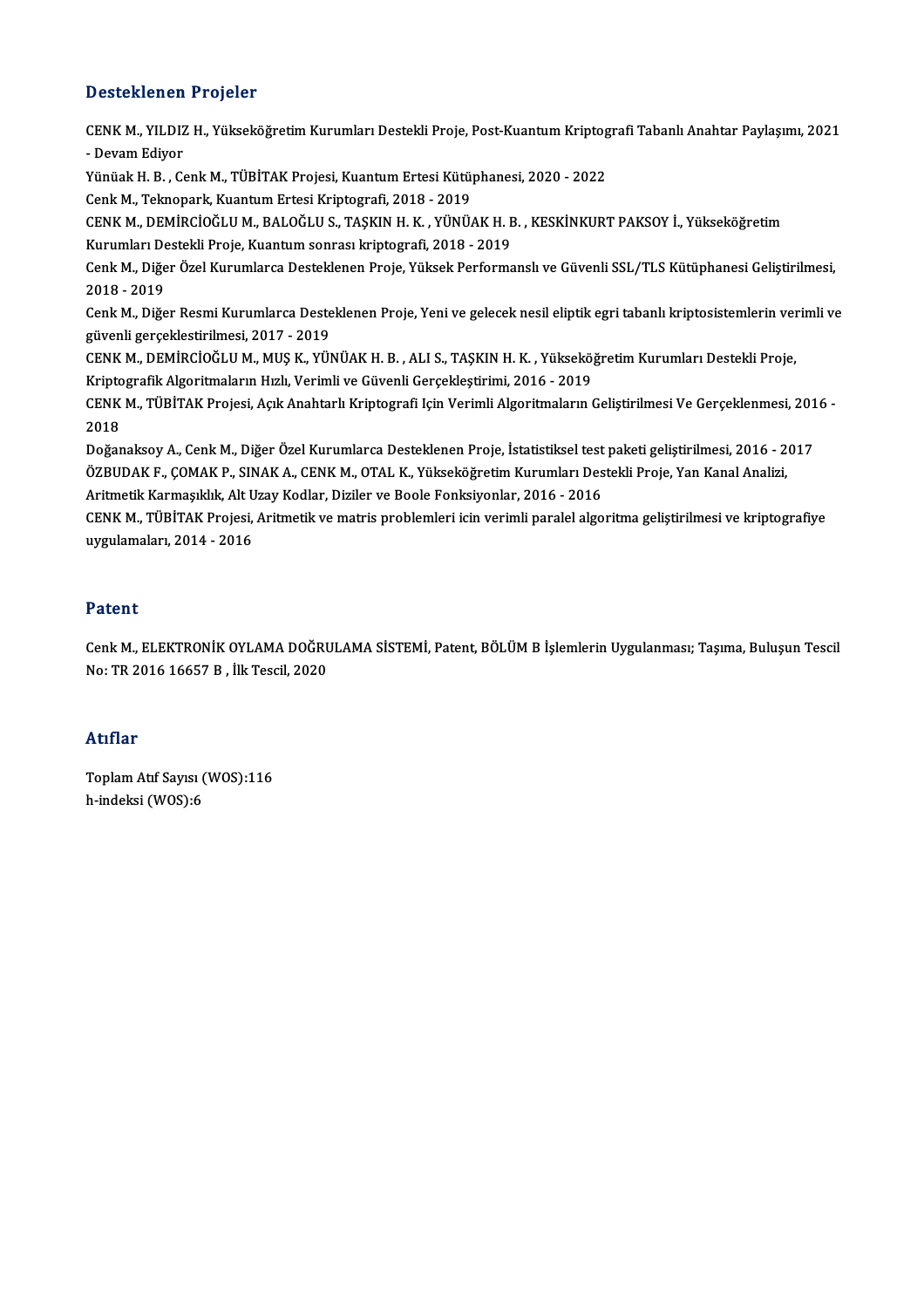## Desteklenen Projeler

CENK M., YILDIZ H., Yükseköğretim Kurumları Destekli Proje, Post-Kuantum Kriptografi Tabanlı Anahtar Paylaşımı, 2021 - Devam Ediyor

Yünüak H. B. , Cenk M., TÜBİTAK Projesi, Kuantum Ertesi Kütüphanesi, 2020 - 2022

Cenk M., Teknopark, Kuantum Ertesi Kriptografi, 2018 - 2019

CENK M., DEMİRCİOĞLU M., BALOĞLU S., TAŞKIN H. K. , YÜNÜAK H. B. , KESKİNKURT PAKSOY İ., Yükseköğretim Kurumları Destekli Proje, Kuantum sonrası kriptografi, 2018 - 2019

Cenk M., Diğer Özel Kurumlarca Desteklenen Proje, Yüksek Performanslı ve Güvenli SSL/TLS Kütüphanesi Geliştirilmesi, 2018 - 2019

Cenk M., Diğer Resmi Kurumlarca Desteklenen Proje, Yeni ve gelecek nesil eliptik egri tabanlı kriptosistemlerin verimli ve güvenli gerçeklestirilmesi, 2017 - 2019

CENK M., DEMİRCİOĞLU M., MUŞ K., YÜNÜAK H. B. , ALI S., TAŞKIN H. K. , Yükseköğretim Kurumları Destekli Proje, Kriptografik Algoritmaların Hızlı, Verimli ve Güvenli Gerçekleştirimi, 2016 - 2019

CENK M., TÜBİTAK Projesi, Açık Anahtarlı Kriptografi Için Verimli Algoritmaların Geliştirilmesi Ve Gerçeklenmesi, 2016 - 2018

Doğanaksoy A., Cenk M., Diğer Özel Kurumlarca Desteklenen Proje, İstatistiksel test paketi geliştirilmesi, 2016 - 2017

ÖZBUDAK F., ÇOMAK P., SINAK A., CENK M., OTAL K., Yükseköğretim Kurumları Destekli Proje, Yan Kanal Analizi, Aritmetik Karmaşıklık, Alt Uzay Kodlar, Diziler ve Boole Fonksiyonlar, 2016 - 2016

CENK M., TÜBİTAK Projesi, Aritmetik ve matris problemleri icin verimli paralel algoritma geliştirilmesi ve kriptografiye uygulamaları, 2014 - 2016

## Patent

Cenk M., ELEKTRONİK OYLAMA DOĞRULAMA SİSTEMİ, Patent, BÖLÜM B İşlemlerin Uygulanması; Taşıma, Buluşun Tescil No: TR 2016 16657 B , İlk Tescil, 2020

## Atıflar

Toplam Atıf Sayısı (WOS):116
h-indeksi (WOS):6